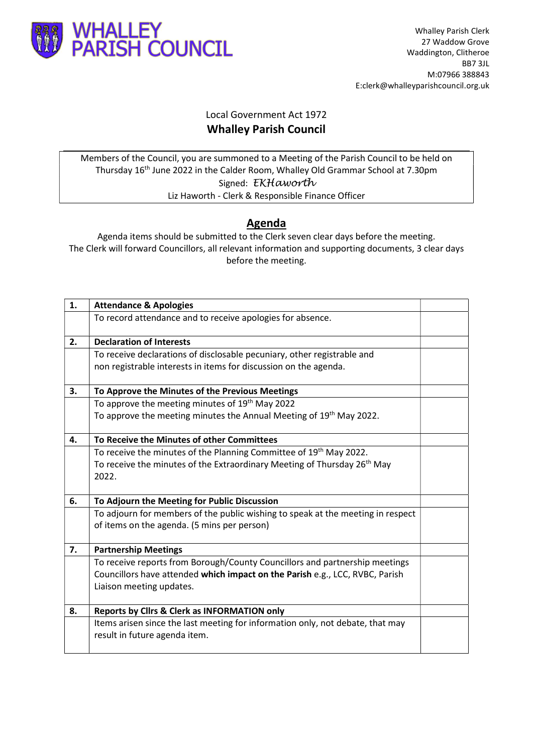# WHALLEY PARISH COUNCIL

Whalley Parish Clerk
27 Waddow Grove
Waddington, Clitheroe
BB7 3JL
M:07966 388843
E:clerk@whalleyparishcouncil.org.uk

Local Government Act 1972

## Whalley Parish Council

Members of the Council, you are summoned to a Meeting of the Parish Council to be held on Thursday 16th June 2022 in the Calder Room, Whalley Old Grammar School at 7.30pm

Signed: *EKHaworth*

Liz Haworth - Clerk & Responsible Finance Officer

## Agenda

Agenda items should be submitted to the Clerk seven clear days before the meeting.
The Clerk will forward Councillors, all relevant information and supporting documents, 3 clear days before the meeting.

| | | |
|---|---|---|
| **1.** | **Attendance & Apologies** | |
| | To record attendance and to receive apologies for absence. | |
| **2.** | **Declaration of Interests** | |
| | To receive declarations of disclosable pecuniary, other registrable and non registrable interests in items for discussion on the agenda. | |
| **3.** | **To Approve the Minutes of the Previous Meetings** | |
| | To approve the meeting minutes of 19th May 2022<br>To approve the meeting minutes the Annual Meeting of 19th May 2022. | |
| **4.** | **To Receive the Minutes of other Committees** | |
| | To receive the minutes of the Planning Committee of 19th May 2022.<br>To receive the minutes of the Extraordinary Meeting of Thursday 26th May 2022. | |
| **6.** | **To Adjourn the Meeting for Public Discussion** | |
| | To adjourn for members of the public wishing to speak at the meeting in respect of items on the agenda. (5 mins per person) | |
| **7.** | **Partnership Meetings** | |
| | To receive reports from Borough/County Councillors and partnership meetings Councillors have attended **which impact on the Parish** e.g., LCC, RVBC, Parish Liaison meeting updates. | |
| **8.** | **Reports by Cllrs & Clerk as INFORMATION only** | |
| | Items arisen since the last meeting for information only, not debate, that may result in future agenda item. | |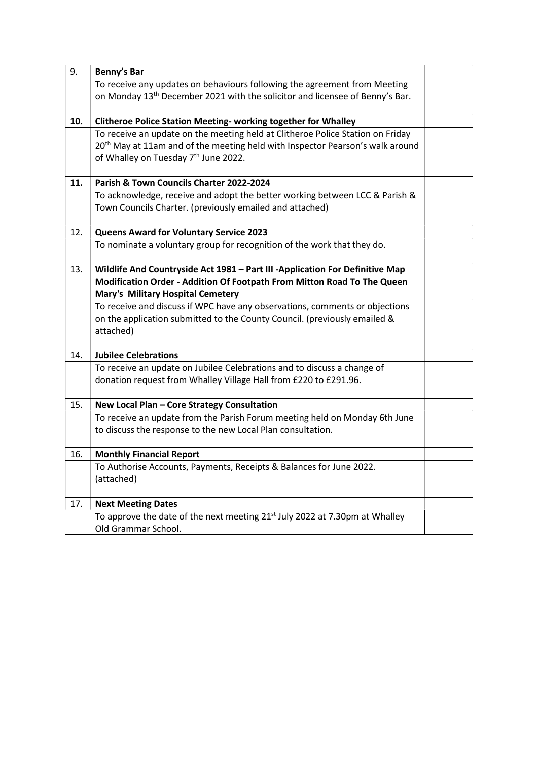| | | |
|---|---|---|
| 9. | **Benny's Bar** | |
| | To receive any updates on behaviours following the agreement from Meeting on Monday 13th December 2021 with the solicitor and licensee of Benny's Bar. | |
| **10.** | **Clitheroe Police Station Meeting- working together for Whalley** | |
| | To receive an update on the meeting held at Clitheroe Police Station on Friday 20th May at 11am and of the meeting held with Inspector Pearson's walk around of Whalley on Tuesday 7th June 2022. | |
| **11.** | **Parish & Town Councils Charter 2022-2024** | |
| | To acknowledge, receive and adopt the better working between LCC & Parish & Town Councils Charter. (previously emailed and attached) | |
| 12. | **Queens Award for Voluntary Service 2023** | |
| | To nominate a voluntary group for recognition of the work that they do. | |
| 13. | **Wildlife And Countryside Act 1981 – Part III -Application For Definitive Map Modification Order - Addition Of Footpath From Mitton Road To The Queen Mary's Military Hospital Cemetery** | |
| | To receive and discuss if WPC have any observations, comments or objections on the application submitted to the County Council. (previously emailed & attached) | |
| 14. | **Jubilee Celebrations** | |
| | To receive an update on Jubilee Celebrations and to discuss a change of donation request from Whalley Village Hall from £220 to £291.96. | |
| 15. | **New Local Plan – Core Strategy Consultation** | |
| | To receive an update from the Parish Forum meeting held on Monday 6th June to discuss the response to the new Local Plan consultation. | |
| 16. | **Monthly Financial Report** | |
| | To Authorise Accounts, Payments, Receipts & Balances for June 2022. (attached) | |
| 17. | **Next Meeting Dates** | |
| | To approve the date of the next meeting 21st July 2022 at 7.30pm at Whalley Old Grammar School. | |